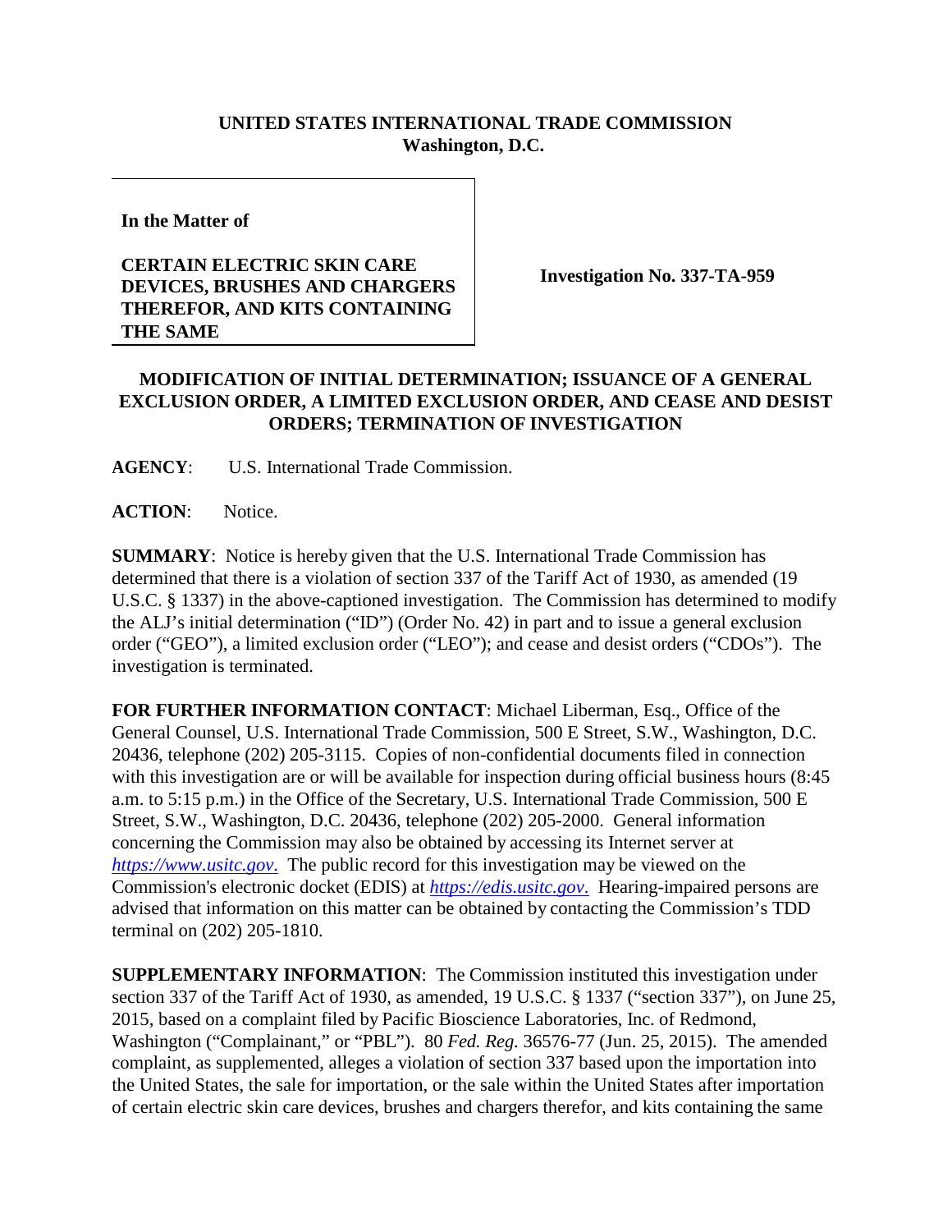**UNITED STATES INTERNATIONAL TRADE COMMISSION**
**Washington, D.C.**

| | |
|---|---|
| **In the Matter of**<br><br>**CERTAIN ELECTRIC SKIN CARE DEVICES, BRUSHES AND CHARGERS THEREFOR, AND KITS CONTAINING THE SAME** | **Investigation No. 337-TA-959** |

**MODIFICATION OF INITIAL DETERMINATION; ISSUANCE OF A GENERAL EXCLUSION ORDER, A LIMITED EXCLUSION ORDER, AND CEASE AND DESIST ORDERS; TERMINATION OF INVESTIGATION**

**AGENCY**: U.S. International Trade Commission.

**ACTION**: Notice.

**SUMMARY**: Notice is hereby given that the U.S. International Trade Commission has determined that there is a violation of section 337 of the Tariff Act of 1930, as amended (19 U.S.C. § 1337) in the above-captioned investigation. The Commission has determined to modify the ALJ's initial determination ("ID") (Order No. 42) in part and to issue a general exclusion order ("GEO"), a limited exclusion order ("LEO"); and cease and desist orders ("CDOs"). The investigation is terminated.

**FOR FURTHER INFORMATION CONTACT**: Michael Liberman, Esq., Office of the General Counsel, U.S. International Trade Commission, 500 E Street, S.W., Washington, D.C. 20436, telephone (202) 205-3115. Copies of non-confidential documents filed in connection with this investigation are or will be available for inspection during official business hours (8:45 a.m. to 5:15 p.m.) in the Office of the Secretary, U.S. International Trade Commission, 500 E Street, S.W., Washington, D.C. 20436, telephone (202) 205-2000. General information concerning the Commission may also be obtained by accessing its Internet server at *https://www.usitc.gov*. The public record for this investigation may be viewed on the Commission's electronic docket (EDIS) at *https://edis.usitc.gov*. Hearing-impaired persons are advised that information on this matter can be obtained by contacting the Commission's TDD terminal on (202) 205-1810.

**SUPPLEMENTARY INFORMATION**: The Commission instituted this investigation under section 337 of the Tariff Act of 1930, as amended, 19 U.S.C. § 1337 ("section 337"), on June 25, 2015, based on a complaint filed by Pacific Bioscience Laboratories, Inc. of Redmond, Washington ("Complainant," or "PBL"). 80 *Fed. Reg.* 36576-77 (Jun. 25, 2015). The amended complaint, as supplemented, alleges a violation of section 337 based upon the importation into the United States, the sale for importation, or the sale within the United States after importation of certain electric skin care devices, brushes and chargers therefor, and kits containing the same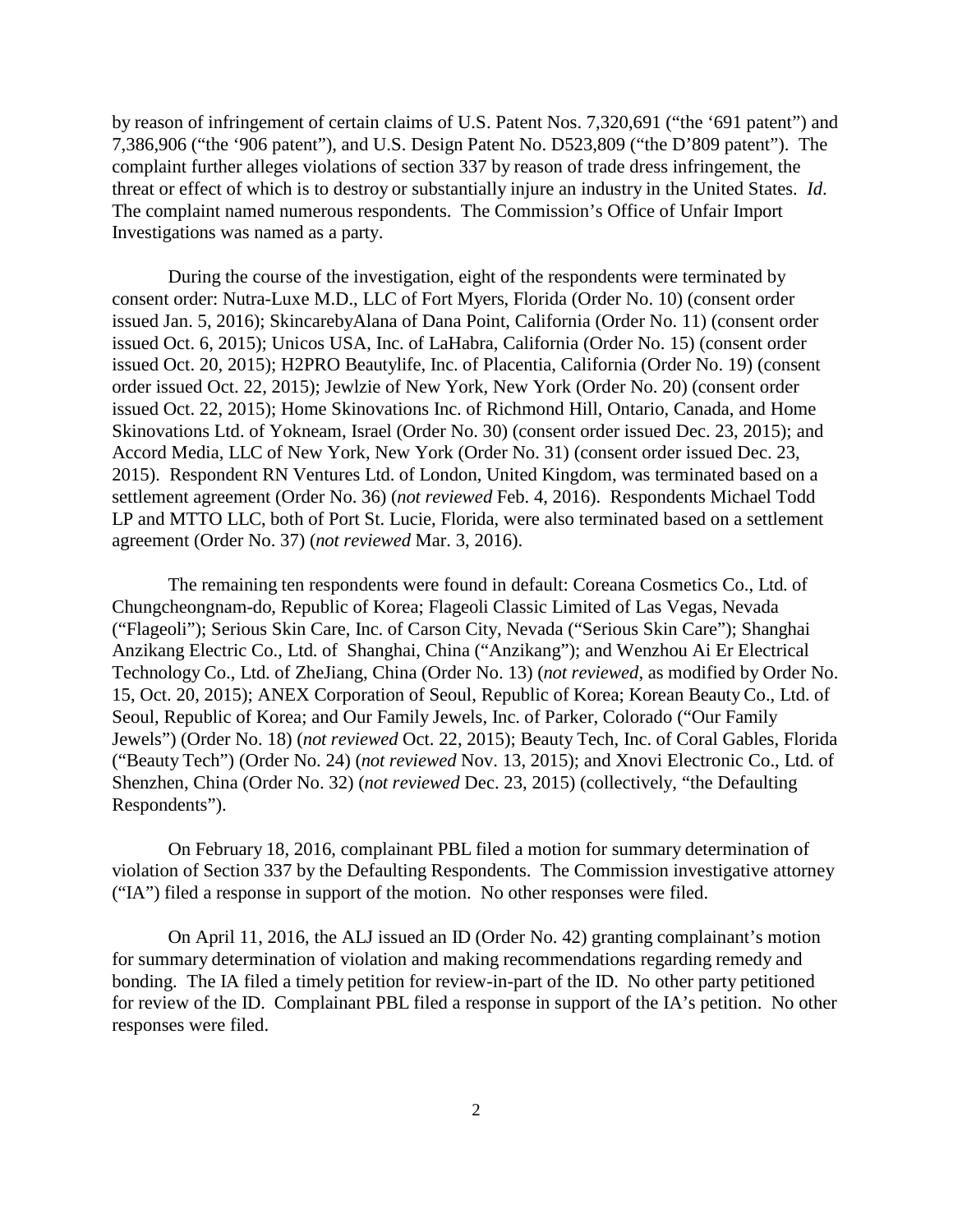by reason of infringement of certain claims of U.S. Patent Nos. 7,320,691 ("the '691 patent") and 7,386,906 ("the '906 patent"), and U.S. Design Patent No. D523,809 ("the D'809 patent"). The complaint further alleges violations of section 337 by reason of trade dress infringement, the threat or effect of which is to destroy or substantially injure an industry in the United States. *Id*. The complaint named numerous respondents. The Commission's Office of Unfair Import Investigations was named as a party.

During the course of the investigation, eight of the respondents were terminated by consent order: Nutra-Luxe M.D., LLC of Fort Myers, Florida (Order No. 10) (consent order issued Jan. 5, 2016); SkincarebyAlana of Dana Point, California (Order No. 11) (consent order issued Oct. 6, 2015); Unicos USA, Inc. of LaHabra, California (Order No. 15) (consent order issued Oct. 20, 2015); H2PRO Beautylife, Inc. of Placentia, California (Order No. 19) (consent order issued Oct. 22, 2015); Jewlzie of New York, New York (Order No. 20) (consent order issued Oct. 22, 2015); Home Skinovations Inc. of Richmond Hill, Ontario, Canada, and Home Skinovations Ltd. of Yokneam, Israel (Order No. 30) (consent order issued Dec. 23, 2015); and Accord Media, LLC of New York, New York (Order No. 31) (consent order issued Dec. 23, 2015). Respondent RN Ventures Ltd. of London, United Kingdom, was terminated based on a settlement agreement (Order No. 36) (*not reviewed* Feb. 4, 2016). Respondents Michael Todd LP and MTTO LLC, both of Port St. Lucie, Florida, were also terminated based on a settlement agreement (Order No. 37) (*not reviewed* Mar. 3, 2016).

The remaining ten respondents were found in default: Coreana Cosmetics Co., Ltd. of Chungcheongnam-do, Republic of Korea; Flageoli Classic Limited of Las Vegas, Nevada ("Flageoli"); Serious Skin Care, Inc. of Carson City, Nevada ("Serious Skin Care"); Shanghai Anzikang Electric Co., Ltd. of Shanghai, China ("Anzikang"); and Wenzhou Ai Er Electrical Technology Co., Ltd. of ZheJiang, China (Order No. 13) (*not reviewed*, as modified by Order No. 15, Oct. 20, 2015); ANEX Corporation of Seoul, Republic of Korea; Korean Beauty Co., Ltd. of Seoul, Republic of Korea; and Our Family Jewels, Inc. of Parker, Colorado ("Our Family Jewels") (Order No. 18) (*not reviewed* Oct. 22, 2015); Beauty Tech, Inc. of Coral Gables, Florida ("Beauty Tech") (Order No. 24) (*not reviewed* Nov. 13, 2015); and Xnovi Electronic Co., Ltd. of Shenzhen, China (Order No. 32) (*not reviewed* Dec. 23, 2015) (collectively, "the Defaulting Respondents").

On February 18, 2016, complainant PBL filed a motion for summary determination of violation of Section 337 by the Defaulting Respondents. The Commission investigative attorney ("IA") filed a response in support of the motion. No other responses were filed.

On April 11, 2016, the ALJ issued an ID (Order No. 42) granting complainant's motion for summary determination of violation and making recommendations regarding remedy and bonding. The IA filed a timely petition for review-in-part of the ID. No other party petitioned for review of the ID. Complainant PBL filed a response in support of the IA's petition. No other responses were filed.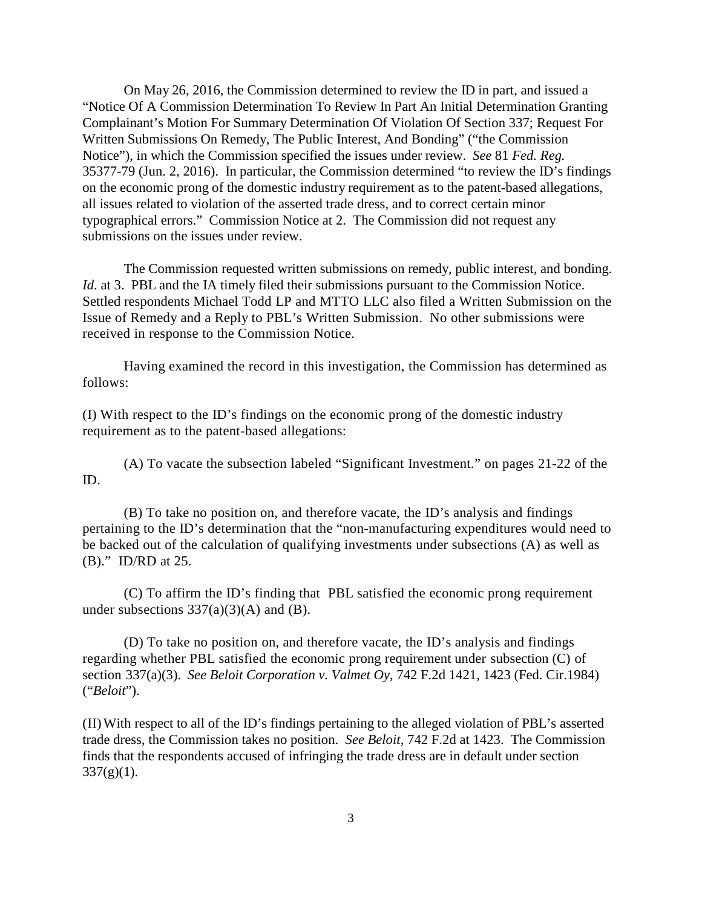On May 26, 2016, the Commission determined to review the ID in part, and issued a "Notice Of A Commission Determination To Review In Part An Initial Determination Granting Complainant's Motion For Summary Determination Of Violation Of Section 337; Request For Written Submissions On Remedy, The Public Interest, And Bonding" ("the Commission Notice"), in which the Commission specified the issues under review. *See* 81 *Fed. Reg.* 35377-79 (Jun. 2, 2016). In particular, the Commission determined "to review the ID's findings on the economic prong of the domestic industry requirement as to the patent-based allegations, all issues related to violation of the asserted trade dress, and to correct certain minor typographical errors." Commission Notice at 2. The Commission did not request any submissions on the issues under review.

The Commission requested written submissions on remedy, public interest, and bonding. *Id*. at 3. PBL and the IA timely filed their submissions pursuant to the Commission Notice. Settled respondents Michael Todd LP and MTTO LLC also filed a Written Submission on the Issue of Remedy and a Reply to PBL's Written Submission. No other submissions were received in response to the Commission Notice.

Having examined the record in this investigation, the Commission has determined as follows:

(I) With respect to the ID's findings on the economic prong of the domestic industry requirement as to the patent-based allegations:

(A) To vacate the subsection labeled "Significant Investment." on pages 21-22 of the ID.

(B) To take no position on, and therefore vacate, the ID's analysis and findings pertaining to the ID's determination that the "non-manufacturing expenditures would need to be backed out of the calculation of qualifying investments under subsections (A) as well as (B)." ID/RD at 25.

(C) To affirm the ID's finding that PBL satisfied the economic prong requirement under subsections 337(a)(3)(A) and (B).

(D) To take no position on, and therefore vacate, the ID's analysis and findings regarding whether PBL satisfied the economic prong requirement under subsection (C) of section 337(a)(3). *See Beloit Corporation v. Valmet Oy*, 742 F.2d 1421, 1423 (Fed. Cir.1984) ("*Beloit*").

(II) With respect to all of the ID's findings pertaining to the alleged violation of PBL's asserted trade dress, the Commission takes no position. *See Beloit,* 742 F.2d at 1423. The Commission finds that the respondents accused of infringing the trade dress are in default under section 337(g)(1).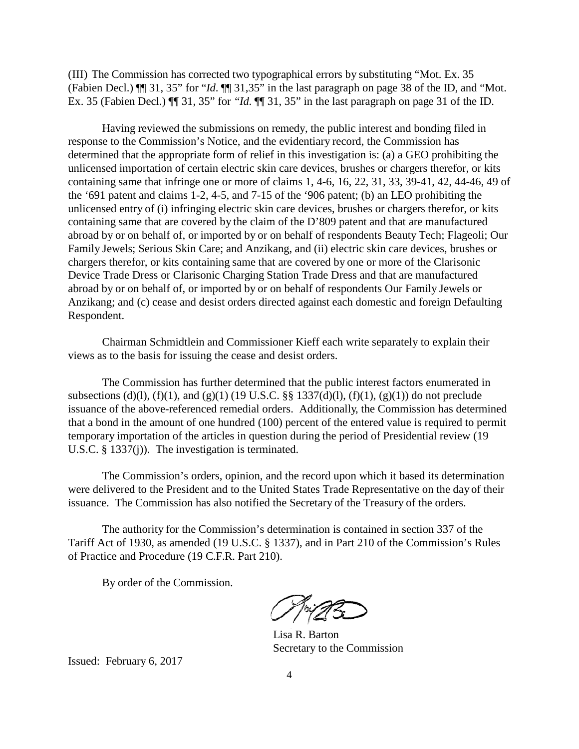(III) The Commission has corrected two typographical errors by substituting "Mot. Ex. 35 (Fabien Decl.) ¶¶ 31, 35" for "*Id.* ¶¶ 31,35" in the last paragraph on page 38 of the ID, and "Mot. Ex. 35 (Fabien Decl.) ¶¶ 31, 35" for "*Id.* ¶¶ 31, 35" in the last paragraph on page 31 of the ID.

Having reviewed the submissions on remedy, the public interest and bonding filed in response to the Commission's Notice, and the evidentiary record, the Commission has determined that the appropriate form of relief in this investigation is: (a) a GEO prohibiting the unlicensed importation of certain electric skin care devices, brushes or chargers therefor, or kits containing same that infringe one or more of claims 1, 4-6, 16, 22, 31, 33, 39-41, 42, 44-46, 49 of the '691 patent and claims 1-2, 4-5, and 7-15 of the '906 patent; (b) an LEO prohibiting the unlicensed entry of (i) infringing electric skin care devices, brushes or chargers therefor, or kits containing same that are covered by the claim of the D'809 patent and that are manufactured abroad by or on behalf of, or imported by or on behalf of respondents Beauty Tech; Flageoli; Our Family Jewels; Serious Skin Care; and Anzikang, and (ii) electric skin care devices, brushes or chargers therefor, or kits containing same that are covered by one or more of the Clarisonic Device Trade Dress or Clarisonic Charging Station Trade Dress and that are manufactured abroad by or on behalf of, or imported by or on behalf of respondents Our Family Jewels or Anzikang; and (c) cease and desist orders directed against each domestic and foreign Defaulting Respondent.

Chairman Schmidtlein and Commissioner Kieff each write separately to explain their views as to the basis for issuing the cease and desist orders.

The Commission has further determined that the public interest factors enumerated in subsections (d)(l), (f)(1), and (g)(1) (19 U.S.C. §§ 1337(d)(l), (f)(1), (g)(1)) do not preclude issuance of the above-referenced remedial orders. Additionally, the Commission has determined that a bond in the amount of one hundred (100) percent of the entered value is required to permit temporary importation of the articles in question during the period of Presidential review (19 U.S.C. § 1337(j)). The investigation is terminated.

The Commission's orders, opinion, and the record upon which it based its determination were delivered to the President and to the United States Trade Representative on the day of their issuance. The Commission has also notified the Secretary of the Treasury of the orders.

The authority for the Commission's determination is contained in section 337 of the Tariff Act of 1930, as amended (19 U.S.C. § 1337), and in Part 210 of the Commission's Rules of Practice and Procedure (19 C.F.R. Part 210).

By order of the Commission.

Lisa R. Barton
Secretary to the Commission

Issued: February 6, 2017